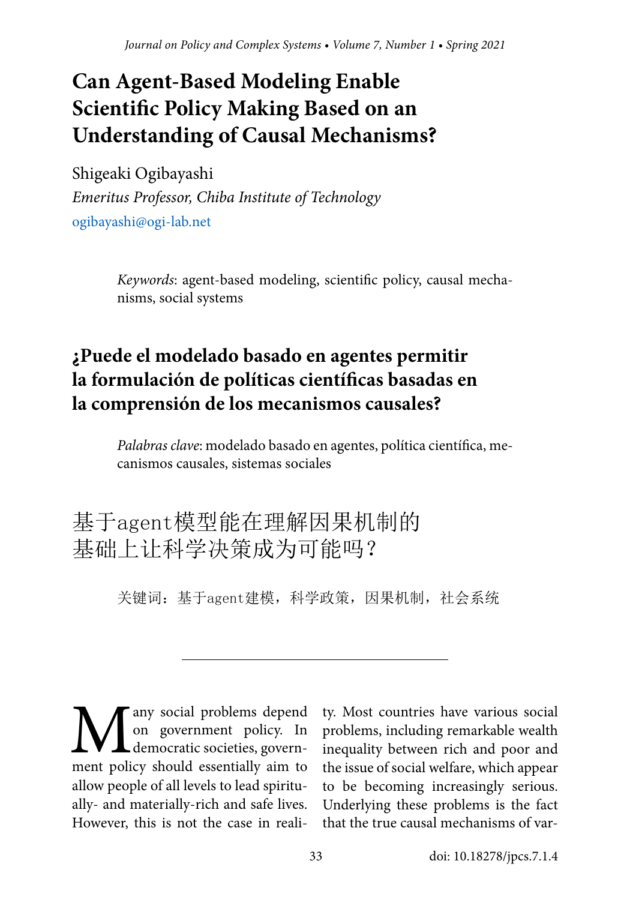# Can Agent-Based Modeling Enable Scientific Policy Making Based on an Understanding of Causal Mechanisms?

Shigeaki Ogibayashi

*Emeritus Professor, Chiba Institute of Technology*

ogibayashi@ogi-lab.net

*Keywords*: agent-based modeling, scientific policy, causal mechanisms, social systems

## ¿Puede el modelado basado en agentes permitir la formulación de políticas científicas basadas en la comprensión de los mecanismos causales?

*Palabras clave*: modelado basado en agentes, política científica, mecanismos causales, sistemas sociales

## 基于agent模型能在理解因果机制的基础上让科学决策成为可能吗？

关键词：基于agent建模，科学政策，因果机制，社会系统

---

Many social problems depend on government policy. In democratic societies, government policy should essentially aim to allow people of all levels to lead spiritually- and materially-rich and safe lives. However, this is not the case in reality. Most countries have various social problems, including remarkable wealth inequality between rich and poor and the issue of social welfare, which appear to be becoming increasingly serious. Underlying these problems is the fact that the true causal mechanisms of var-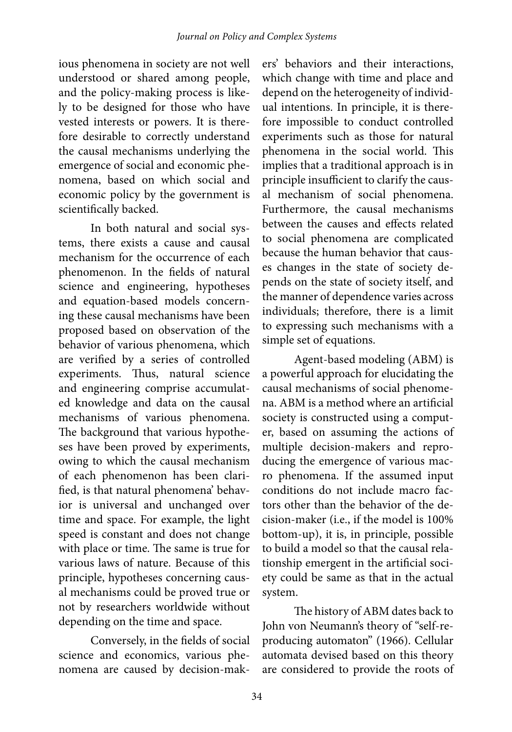ious phenomena in society are not well understood or shared among people, and the policy-making process is likely to be designed for those who have vested interests or powers. It is therefore desirable to correctly understand the causal mechanisms underlying the emergence of social and economic phenomena, based on which social and economic policy by the government is scientifically backed.

In both natural and social systems, there exists a cause and causal mechanism for the occurrence of each phenomenon. In the fields of natural science and engineering, hypotheses and equation-based models concerning these causal mechanisms have been proposed based on observation of the behavior of various phenomena, which are verified by a series of controlled experiments. Thus, natural science and engineering comprise accumulated knowledge and data on the causal mechanisms of various phenomena. The background that various hypotheses have been proved by experiments, owing to which the causal mechanism of each phenomenon has been clarified, is that natural phenomena' behavior is universal and unchanged over time and space. For example, the light speed is constant and does not change with place or time. The same is true for various laws of nature. Because of this principle, hypotheses concerning causal mechanisms could be proved true or not by researchers worldwide without depending on the time and space.

Conversely, in the fields of social science and economics, various phenomena are caused by decision-makers' behaviors and their interactions, which change with time and place and depend on the heterogeneity of individual intentions. In principle, it is therefore impossible to conduct controlled experiments such as those for natural phenomena in the social world. This implies that a traditional approach is in principle insufficient to clarify the causal mechanism of social phenomena. Furthermore, the causal mechanisms between the causes and effects related to social phenomena are complicated because the human behavior that causes changes in the state of society depends on the state of society itself, and the manner of dependence varies across individuals; therefore, there is a limit to expressing such mechanisms with a simple set of equations.

Agent-based modeling (ABM) is a powerful approach for elucidating the causal mechanisms of social phenomena. ABM is a method where an artificial society is constructed using a computer, based on assuming the actions of multiple decision-makers and reproducing the emergence of various macro phenomena. If the assumed input conditions do not include macro factors other than the behavior of the decision-maker (i.e., if the model is 100% bottom-up), it is, in principle, possible to build a model so that the causal relationship emergent in the artificial society could be same as that in the actual system.

The history of ABM dates back to John von Neumann's theory of "self-reproducing automaton" (1966). Cellular automata devised based on this theory are considered to provide the roots of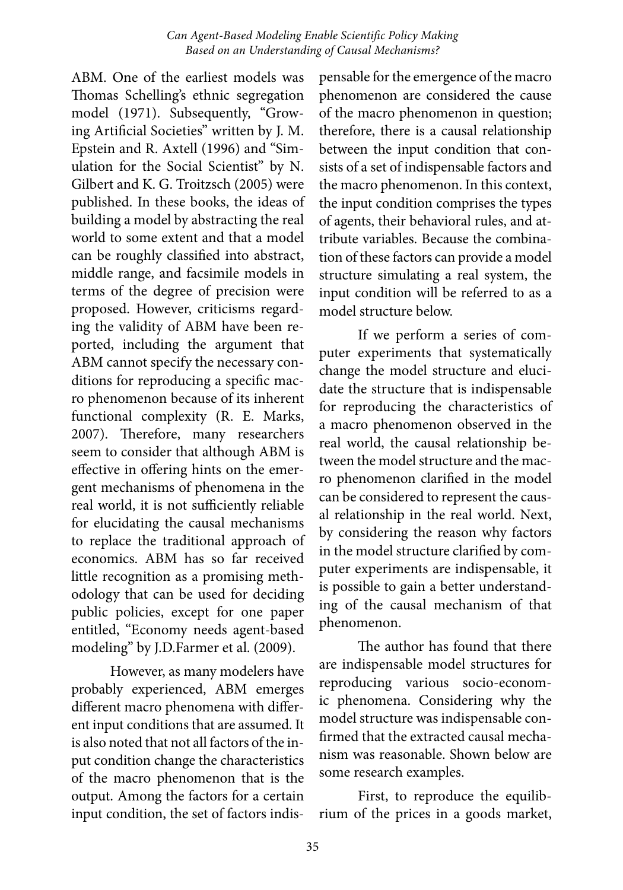ABM. One of the earliest models was Thomas Schelling's ethnic segregation model (1971). Subsequently, "Growing Artificial Societies" written by J. M. Epstein and R. Axtell (1996) and "Simulation for the Social Scientist" by N. Gilbert and K. G. Troitzsch (2005) were published. In these books, the ideas of building a model by abstracting the real world to some extent and that a model can be roughly classified into abstract, middle range, and facsimile models in terms of the degree of precision were proposed. However, criticisms regarding the validity of ABM have been reported, including the argument that ABM cannot specify the necessary conditions for reproducing a specific macro phenomenon because of its inherent functional complexity (R. E. Marks, 2007). Therefore, many researchers seem to consider that although ABM is effective in offering hints on the emergent mechanisms of phenomena in the real world, it is not sufficiently reliable for elucidating the causal mechanisms to replace the traditional approach of economics. ABM has so far received little recognition as a promising methodology that can be used for deciding public policies, except for one paper entitled, "Economy needs agent-based modeling" by J.D.Farmer et al. (2009).

However, as many modelers have probably experienced, ABM emerges different macro phenomena with different input conditions that are assumed. It is also noted that not all factors of the input condition change the characteristics of the macro phenomenon that is the output. Among the factors for a certain input condition, the set of factors indispensable for the emergence of the macro phenomenon are considered the cause of the macro phenomenon in question; therefore, there is a causal relationship between the input condition that consists of a set of indispensable factors and the macro phenomenon. In this context, the input condition comprises the types of agents, their behavioral rules, and attribute variables. Because the combination of these factors can provide a model structure simulating a real system, the input condition will be referred to as a model structure below.

If we perform a series of computer experiments that systematically change the model structure and elucidate the structure that is indispensable for reproducing the characteristics of a macro phenomenon observed in the real world, the causal relationship between the model structure and the macro phenomenon clarified in the model can be considered to represent the causal relationship in the real world. Next, by considering the reason why factors in the model structure clarified by computer experiments are indispensable, it is possible to gain a better understanding of the causal mechanism of that phenomenon.

The author has found that there are indispensable model structures for reproducing various socio-economic phenomena. Considering why the model structure was indispensable confirmed that the extracted causal mechanism was reasonable. Shown below are some research examples.

First, to reproduce the equilibrium of the prices in a goods market,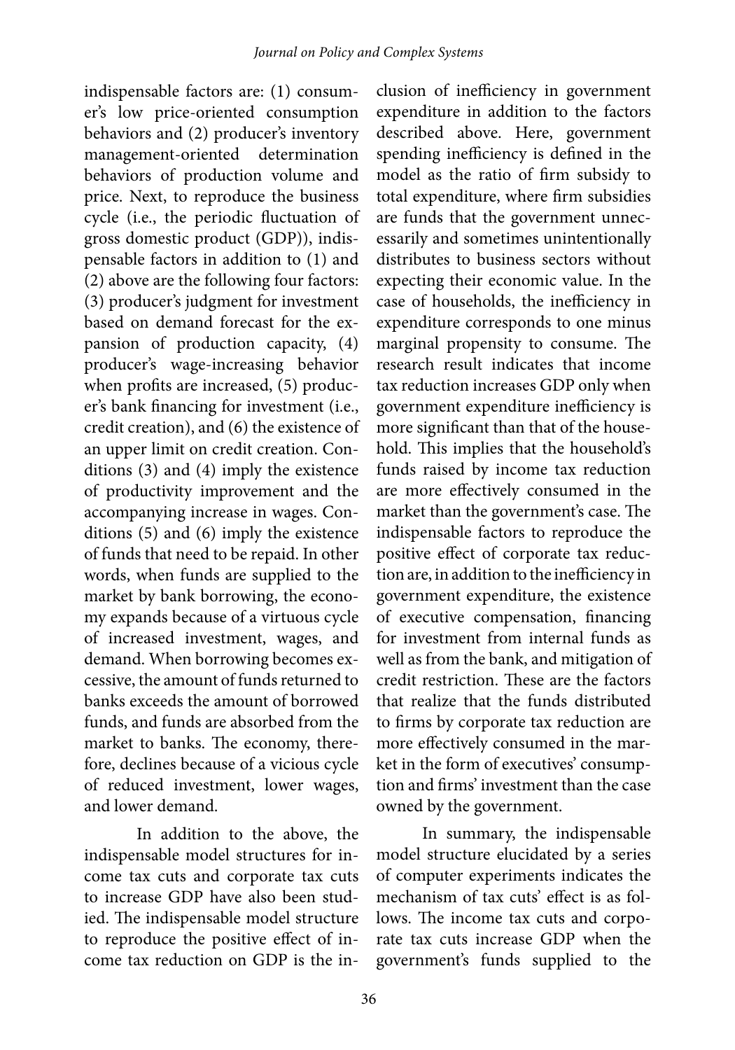indispensable factors are: (1) consumer's low price-oriented consumption behaviors and (2) producer's inventory management-oriented determination behaviors of production volume and price. Next, to reproduce the business cycle (i.e., the periodic fluctuation of gross domestic product (GDP)), indispensable factors in addition to (1) and (2) above are the following four factors: (3) producer's judgment for investment based on demand forecast for the expansion of production capacity, (4) producer's wage-increasing behavior when profits are increased, (5) producer's bank financing for investment (i.e., credit creation), and (6) the existence of an upper limit on credit creation. Conditions (3) and (4) imply the existence of productivity improvement and the accompanying increase in wages. Conditions (5) and (6) imply the existence of funds that need to be repaid. In other words, when funds are supplied to the market by bank borrowing, the economy expands because of a virtuous cycle of increased investment, wages, and demand. When borrowing becomes excessive, the amount of funds returned to banks exceeds the amount of borrowed funds, and funds are absorbed from the market to banks. The economy, therefore, declines because of a vicious cycle of reduced investment, lower wages, and lower demand.

In addition to the above, the indispensable model structures for income tax cuts and corporate tax cuts to increase GDP have also been studied. The indispensable model structure to reproduce the positive effect of income tax reduction on GDP is the inclusion of inefficiency in government expenditure in addition to the factors described above. Here, government spending inefficiency is defined in the model as the ratio of firm subsidy to total expenditure, where firm subsidies are funds that the government unnecessarily and sometimes unintentionally distributes to business sectors without expecting their economic value. In the case of households, the inefficiency in expenditure corresponds to one minus marginal propensity to consume. The research result indicates that income tax reduction increases GDP only when government expenditure inefficiency is more significant than that of the household. This implies that the household's funds raised by income tax reduction are more effectively consumed in the market than the government's case. The indispensable factors to reproduce the positive effect of corporate tax reduction are, in addition to the inefficiency in government expenditure, the existence of executive compensation, financing for investment from internal funds as well as from the bank, and mitigation of credit restriction. These are the factors that realize that the funds distributed to firms by corporate tax reduction are more effectively consumed in the market in the form of executives' consumption and firms' investment than the case owned by the government.

In summary, the indispensable model structure elucidated by a series of computer experiments indicates the mechanism of tax cuts' effect is as follows. The income tax cuts and corporate tax cuts increase GDP when the government's funds supplied to the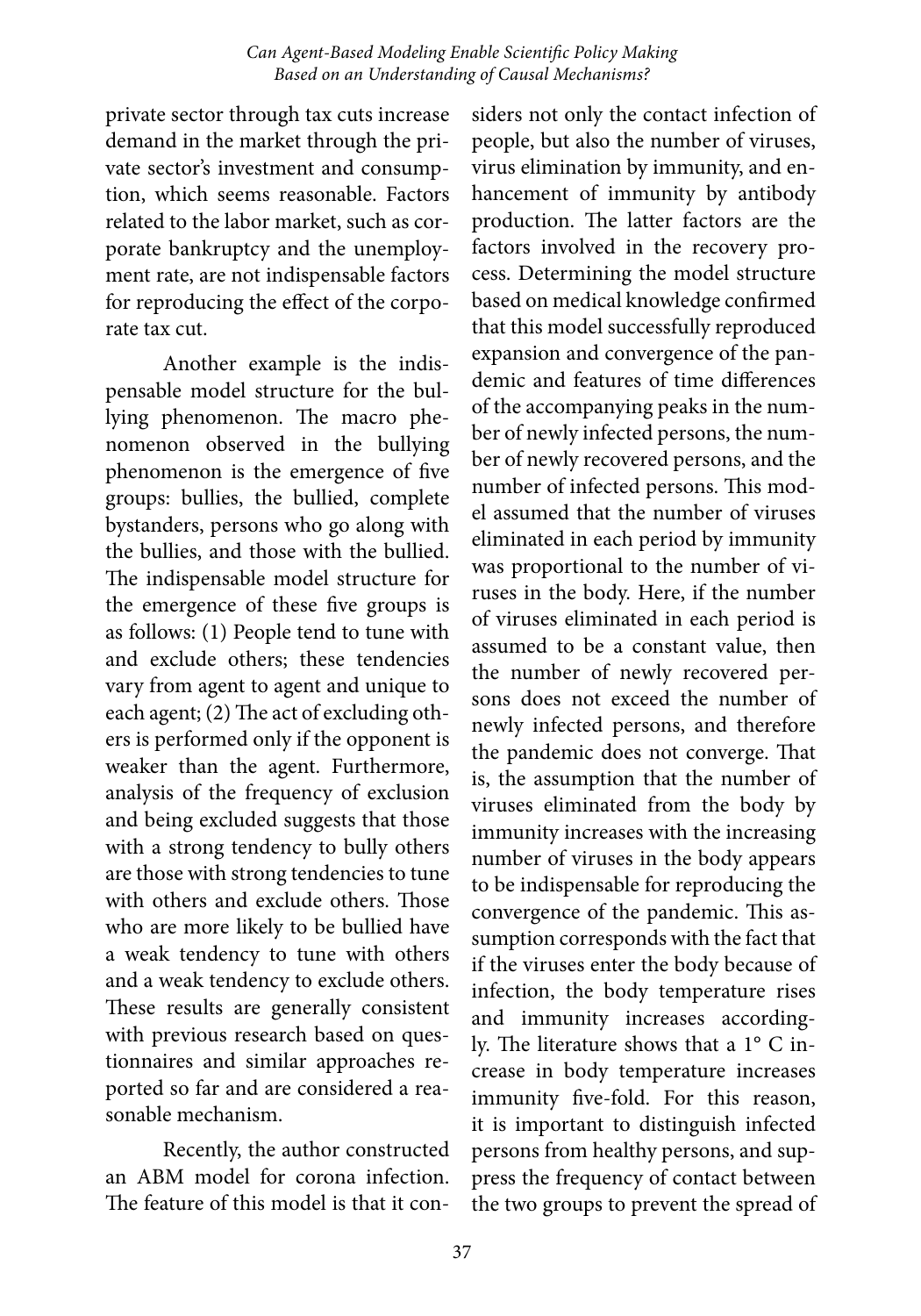private sector through tax cuts increase demand in the market through the private sector's investment and consumption, which seems reasonable. Factors related to the labor market, such as corporate bankruptcy and the unemployment rate, are not indispensable factors for reproducing the effect of the corporate tax cut.

Another example is the indispensable model structure for the bullying phenomenon. The macro phenomenon observed in the bullying phenomenon is the emergence of five groups: bullies, the bullied, complete bystanders, persons who go along with the bullies, and those with the bullied. The indispensable model structure for the emergence of these five groups is as follows: (1) People tend to tune with and exclude others; these tendencies vary from agent to agent and unique to each agent; (2) The act of excluding others is performed only if the opponent is weaker than the agent. Furthermore, analysis of the frequency of exclusion and being excluded suggests that those with a strong tendency to bully others are those with strong tendencies to tune with others and exclude others. Those who are more likely to be bullied have a weak tendency to tune with others and a weak tendency to exclude others. These results are generally consistent with previous research based on questionnaires and similar approaches reported so far and are considered a reasonable mechanism.

Recently, the author constructed an ABM model for corona infection. The feature of this model is that it considers not only the contact infection of people, but also the number of viruses, virus elimination by immunity, and enhancement of immunity by antibody production. The latter factors are the factors involved in the recovery process. Determining the model structure based on medical knowledge confirmed that this model successfully reproduced expansion and convergence of the pandemic and features of time differences of the accompanying peaks in the number of newly infected persons, the number of newly recovered persons, and the number of infected persons. This model assumed that the number of viruses eliminated in each period by immunity was proportional to the number of viruses in the body. Here, if the number of viruses eliminated in each period is assumed to be a constant value, then the number of newly recovered persons does not exceed the number of newly infected persons, and therefore the pandemic does not converge. That is, the assumption that the number of viruses eliminated from the body by immunity increases with the increasing number of viruses in the body appears to be indispensable for reproducing the convergence of the pandemic. This assumption corresponds with the fact that if the viruses enter the body because of infection, the body temperature rises and immunity increases accordingly. The literature shows that a 1° C increase in body temperature increases immunity five-fold. For this reason, it is important to distinguish infected persons from healthy persons, and suppress the frequency of contact between the two groups to prevent the spread of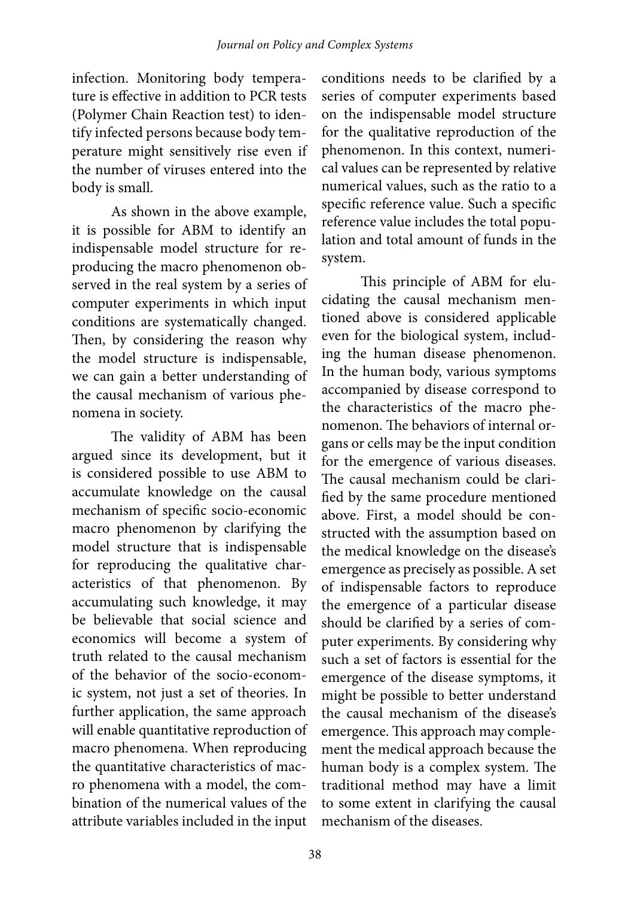infection. Monitoring body temperature is effective in addition to PCR tests (Polymer Chain Reaction test) to identify infected persons because body temperature might sensitively rise even if the number of viruses entered into the body is small.

As shown in the above example, it is possible for ABM to identify an indispensable model structure for reproducing the macro phenomenon observed in the real system by a series of computer experiments in which input conditions are systematically changed. Then, by considering the reason why the model structure is indispensable, we can gain a better understanding of the causal mechanism of various phenomena in society.

The validity of ABM has been argued since its development, but it is considered possible to use ABM to accumulate knowledge on the causal mechanism of specific socio-economic macro phenomenon by clarifying the model structure that is indispensable for reproducing the qualitative characteristics of that phenomenon. By accumulating such knowledge, it may be believable that social science and economics will become a system of truth related to the causal mechanism of the behavior of the socio-economic system, not just a set of theories. In further application, the same approach will enable quantitative reproduction of macro phenomena. When reproducing the quantitative characteristics of macro phenomena with a model, the combination of the numerical values of the attribute variables included in the input conditions needs to be clarified by a series of computer experiments based on the indispensable model structure for the qualitative reproduction of the phenomenon. In this context, numerical values can be represented by relative numerical values, such as the ratio to a specific reference value. Such a specific reference value includes the total population and total amount of funds in the system.

This principle of ABM for elucidating the causal mechanism mentioned above is considered applicable even for the biological system, including the human disease phenomenon. In the human body, various symptoms accompanied by disease correspond to the characteristics of the macro phenomenon. The behaviors of internal organs or cells may be the input condition for the emergence of various diseases. The causal mechanism could be clarified by the same procedure mentioned above. First, a model should be constructed with the assumption based on the medical knowledge on the disease's emergence as precisely as possible. A set of indispensable factors to reproduce the emergence of a particular disease should be clarified by a series of computer experiments. By considering why such a set of factors is essential for the emergence of the disease symptoms, it might be possible to better understand the causal mechanism of the disease's emergence. This approach may complement the medical approach because the human body is a complex system. The traditional method may have a limit to some extent in clarifying the causal mechanism of the diseases.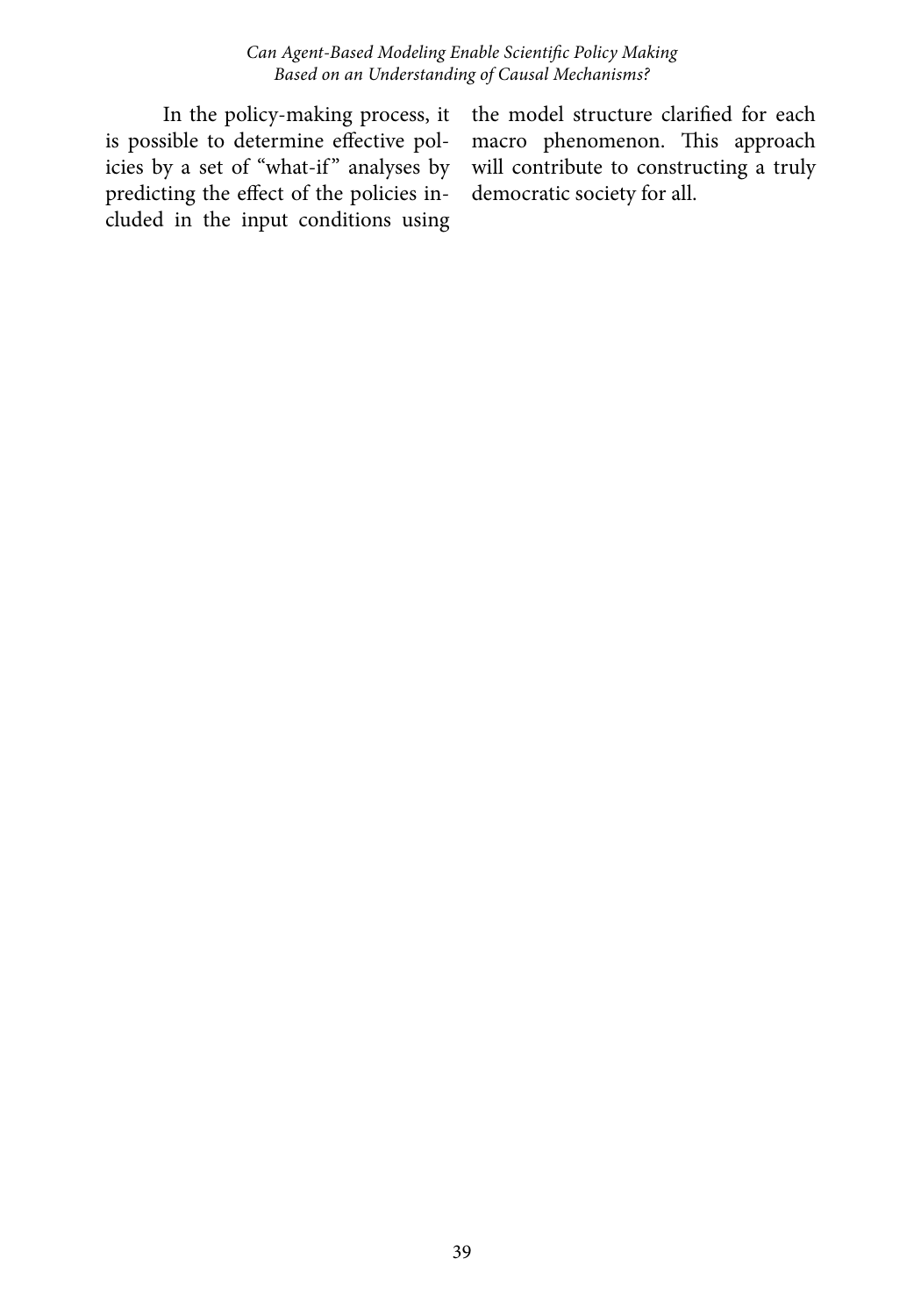In the policy-making process, it is possible to determine effective policies by a set of "what-if" analyses by predicting the effect of the policies included in the input conditions using the model structure clarified for each macro phenomenon. This approach will contribute to constructing a truly democratic society for all.